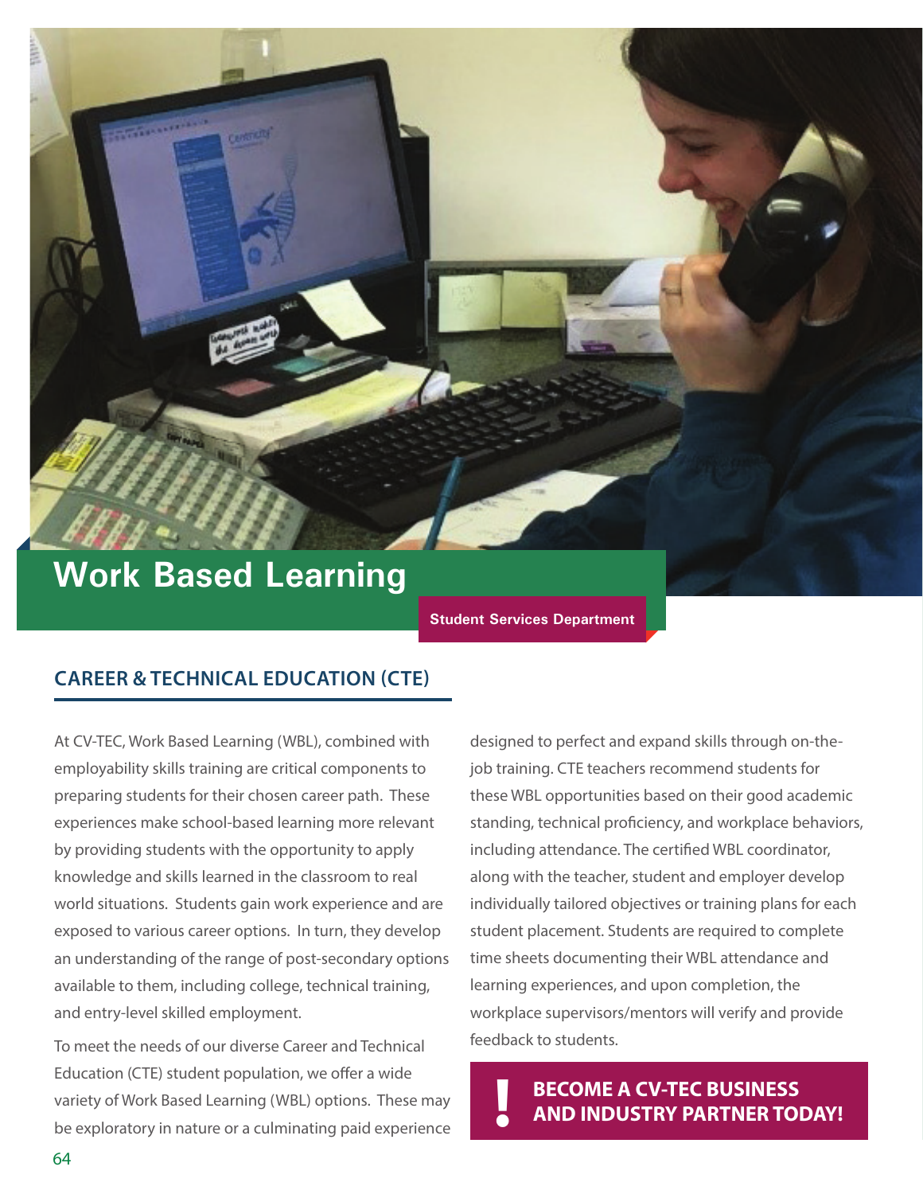# Work Based Learning

**Student Services Department**

## CAREER & TECHNICAL EDUCATION (CTE)

At CV-TEC, Work Based Learning (WBL), combined with employability skills training are critical components to preparing students for their chosen career path. These experiences make school-based learning more relevant by providing students with the opportunity to apply knowledge and skills learned in the classroom to real world situations. Students gain work experience and are exposed to various career options. In turn, they develop an understanding of the range of post-secondary options available to them, including college, technical training, and entry-level skilled employment.

To meet the needs of our diverse Career and Technical Education (CTE) student population, we offer a wide variety of Work Based Learning (WBL) options. These may be exploratory in nature or a culminating paid experience designed to perfect and expand skills through on-the-job training. CTE teachers recommend students for these WBL opportunities based on their good academic standing, technical proficiency, and workplace behaviors, including attendance. The certified WBL coordinator, along with the teacher, student and employer develop individually tailored objectives or training plans for each student placement. Students are required to complete time sheets documenting their WBL attendance and learning experiences, and upon completion, the workplace supervisors/mentors will verify and provide feedback to students.

**! BECOME A CV-TEC BUSINESS AND INDUSTRY PARTNER TODAY!**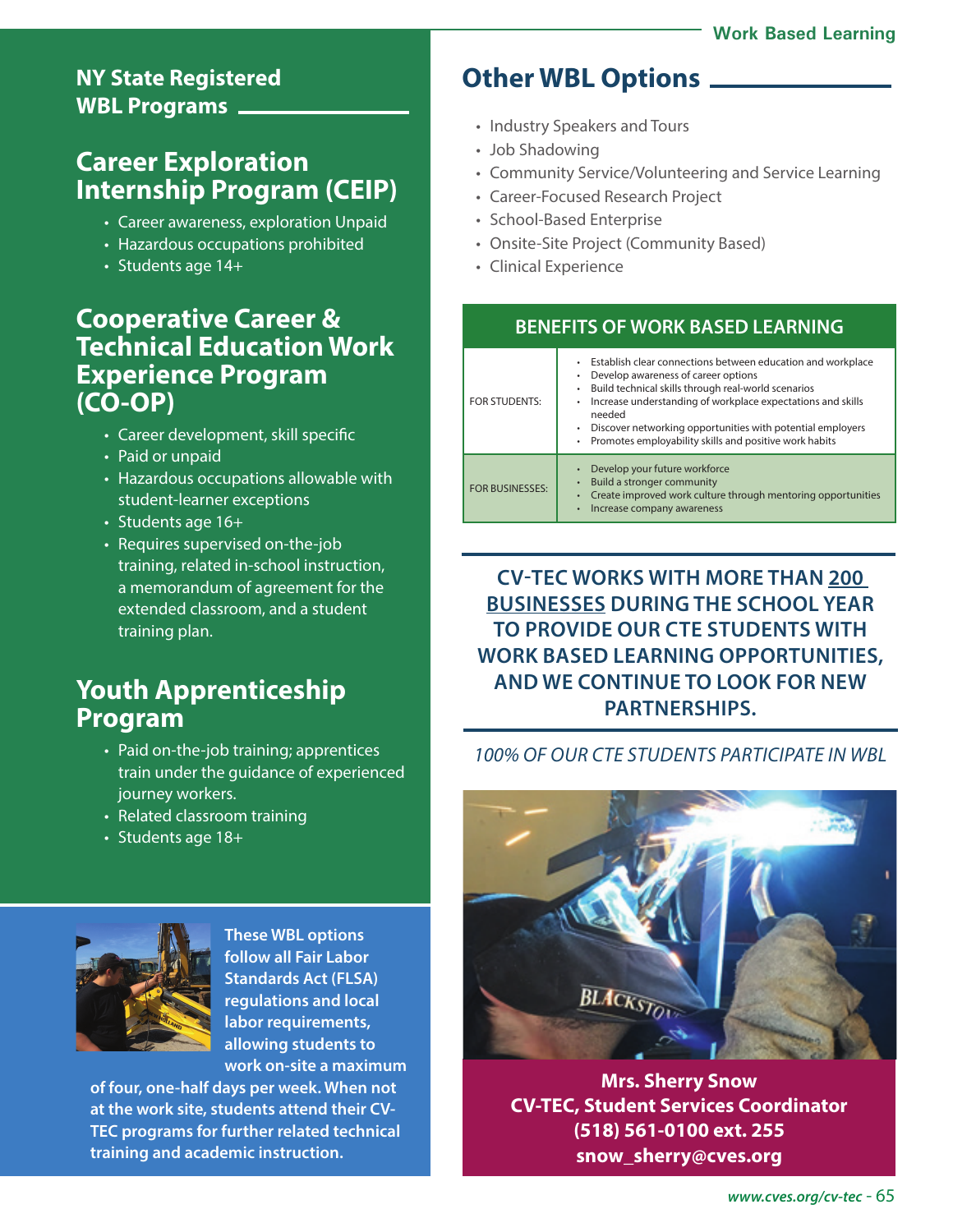## NY State Registered WBL Programs

### Career Exploration Internship Program (CEIP)

- Career awareness, exploration Unpaid
- Hazardous occupations prohibited
- Students age 14+

### Cooperative Career & Technical Education Work Experience Program (CO-OP)

- Career development, skill specific
- Paid or unpaid
- Hazardous occupations allowable with student-learner exceptions
- Students age 16+
- Requires supervised on-the-job training, related in-school instruction, a memorandum of agreement for the extended classroom, and a student training plan.

### Youth Apprenticeship Program

- Paid on-the-job training; apprentices train under the guidance of experienced journey workers.
- Related classroom training
- Students age 18+

**These WBL options follow all Fair Labor Standards Act (FLSA) regulations and local labor requirements, allowing students to work on-site a maximum of four, one-half days per week. When not at the work site, students attend their CV-TEC programs for further related technical training and academic instruction.**

## Other WBL Options

- Industry Speakers and Tours
- Job Shadowing
- Community Service/Volunteering and Service Learning
- Career-Focused Research Project
- School-Based Enterprise
- Onsite-Site Project (Community Based)
- Clinical Experience

| BENEFITS OF WORK BASED LEARNING | |
|---|---|
| FOR STUDENTS: | • Establish clear connections between education and workplace<br>• Develop awareness of career options<br>• Build technical skills through real-world scenarios<br>• Increase understanding of workplace expectations and skills needed<br>• Discover networking opportunities with potential employers<br>• Promotes employability skills and positive work habits |
| FOR BUSINESSES: | • Develop your future workforce<br>• Build a stronger community<br>• Create improved work culture through mentoring opportunities<br>• Increase company awareness |

**CV-TEC WORKS WITH MORE THAN 200 BUSINESSES DURING THE SCHOOL YEAR TO PROVIDE OUR CTE STUDENTS WITH WORK BASED LEARNING OPPORTUNITIES, AND WE CONTINUE TO LOOK FOR NEW PARTNERSHIPS.**

*100% OF OUR CTE STUDENTS PARTICIPATE IN WBL*

**Mrs. Sherry Snow**
**CV-TEC, Student Services Coordinator**
**(518) 561-0100 ext. 255**
**snow_sherry@cves.org**